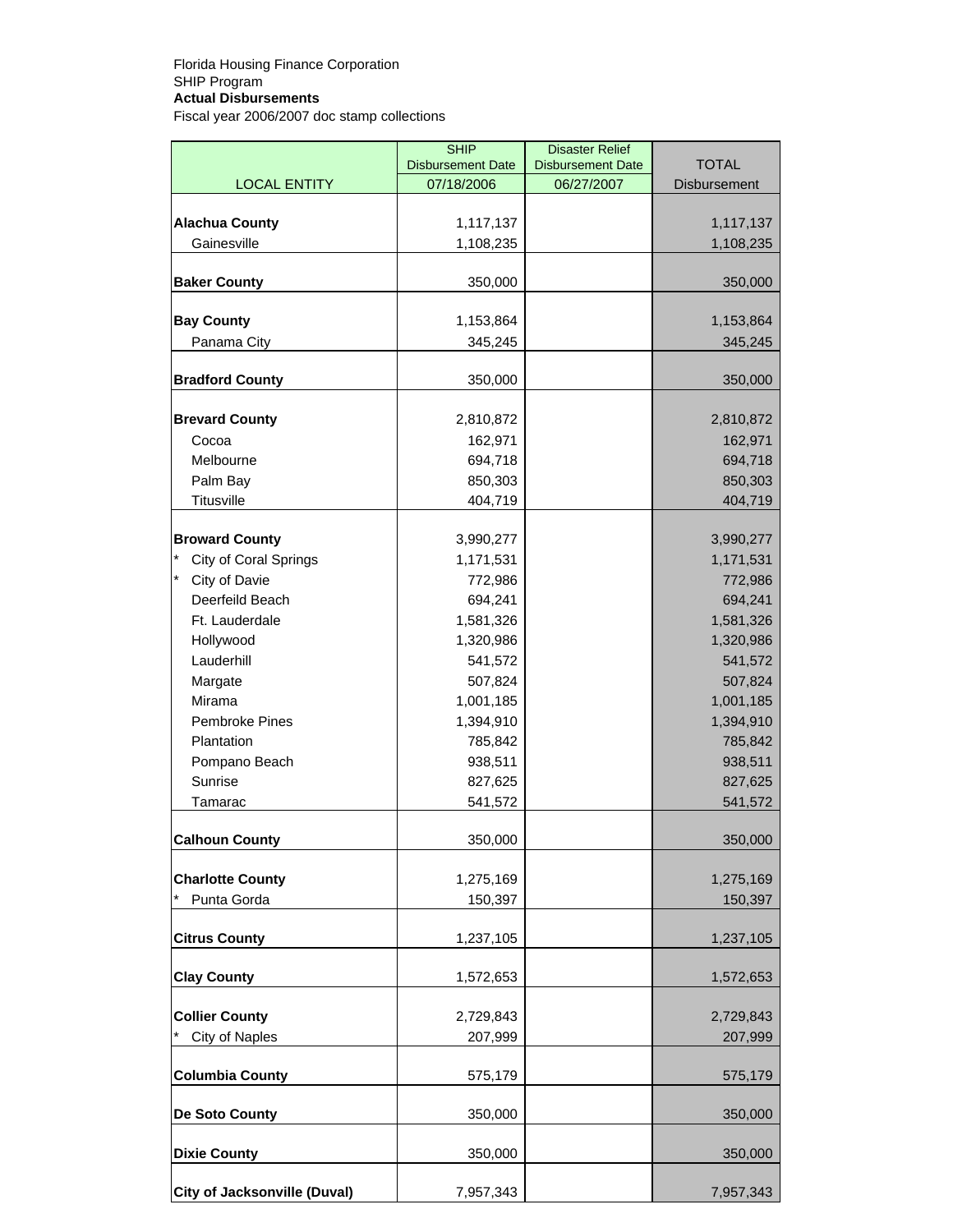Florida Housing Finance Corporation
SHIP Program
**Actual Disbursements**
Fiscal year 2006/2007 doc stamp collections

| LOCAL ENTITY | SHIP Disbursement Date 07/18/2006 | Disaster Relief Disbursement Date 06/27/2007 | TOTAL Disbursement |
|---|---|---|---|
| **Alachua County** | 1,117,137 | | 1,117,137 |
| Gainesville | 1,108,235 | | 1,108,235 |
| **Baker County** | 350,000 | | 350,000 |
| **Bay County** | 1,153,864 | | 1,153,864 |
| Panama City | 345,245 | | 345,245 |
| **Bradford County** | 350,000 | | 350,000 |
| **Brevard County** | 2,810,872 | | 2,810,872 |
| Cocoa | 162,971 | | 162,971 |
| Melbourne | 694,718 | | 694,718 |
| Palm Bay | 850,303 | | 850,303 |
| Titusville | 404,719 | | 404,719 |
| **Broward County** | 3,990,277 | | 3,990,277 |
| * City of Coral Springs | 1,171,531 | | 1,171,531 |
| * City of Davie | 772,986 | | 772,986 |
| Deerfeild Beach | 694,241 | | 694,241 |
| Ft. Lauderdale | 1,581,326 | | 1,581,326 |
| Hollywood | 1,320,986 | | 1,320,986 |
| Lauderhill | 541,572 | | 541,572 |
| Margate | 507,824 | | 507,824 |
| Mirama | 1,001,185 | | 1,001,185 |
| Pembroke Pines | 1,394,910 | | 1,394,910 |
| Plantation | 785,842 | | 785,842 |
| Pompano Beach | 938,511 | | 938,511 |
| Sunrise | 827,625 | | 827,625 |
| Tamarac | 541,572 | | 541,572 |
| **Calhoun County** | 350,000 | | 350,000 |
| **Charlotte County** | 1,275,169 | | 1,275,169 |
| * Punta Gorda | 150,397 | | 150,397 |
| **Citrus County** | 1,237,105 | | 1,237,105 |
| **Clay County** | 1,572,653 | | 1,572,653 |
| **Collier County** | 2,729,843 | | 2,729,843 |
| * City of Naples | 207,999 | | 207,999 |
| **Columbia County** | 575,179 | | 575,179 |
| **De Soto County** | 350,000 | | 350,000 |
| **Dixie County** | 350,000 | | 350,000 |
| **City of Jacksonville (Duval)** | 7,957,343 | | 7,957,343 |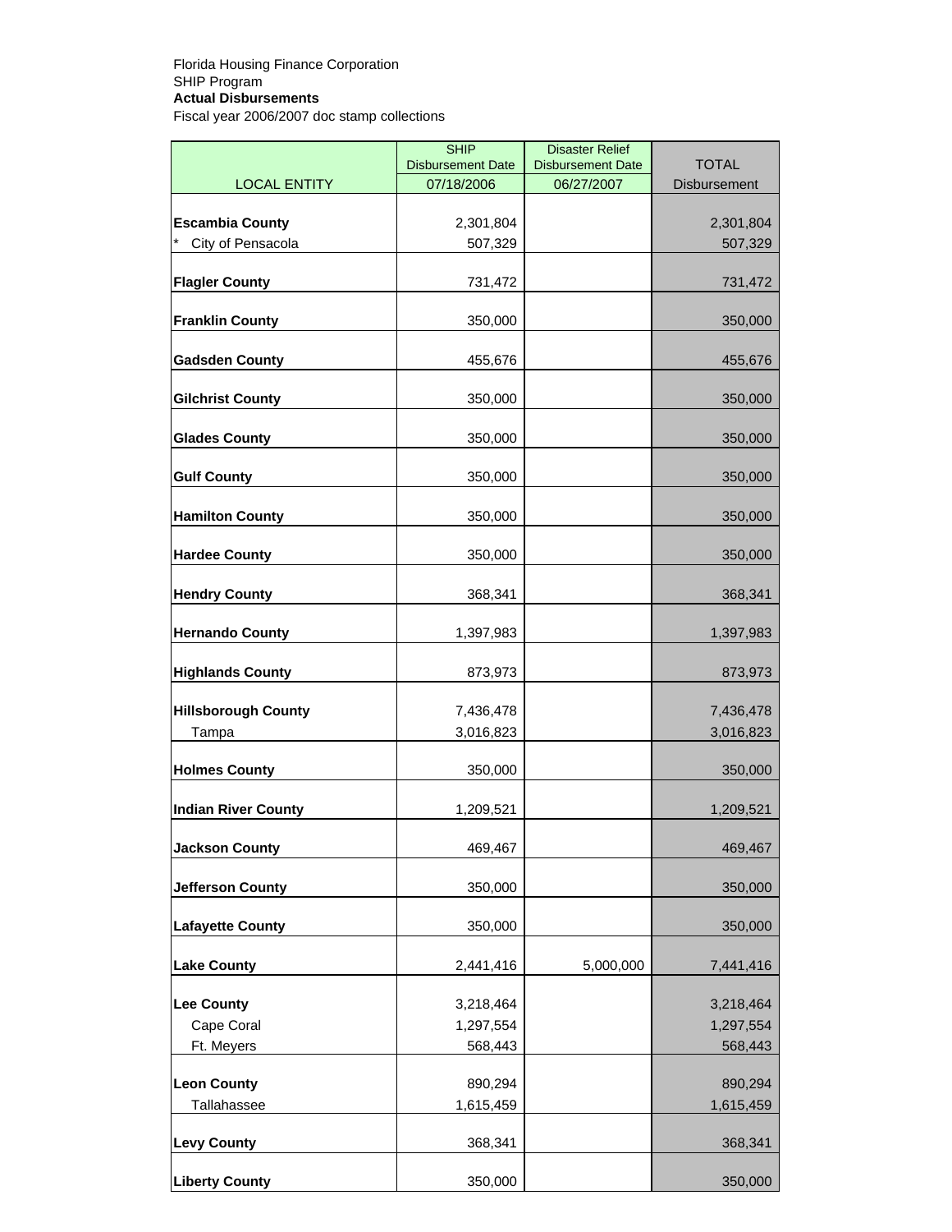Florida Housing Finance Corporation
SHIP Program
**Actual Disbursements**
Fiscal year 2006/2007 doc stamp collections

| LOCAL ENTITY | SHIP Disbursement Date 07/18/2006 | Disaster Relief Disbursement Date 06/27/2007 | TOTAL Disbursement |
|---|---|---|---|
| **Escambia County** | 2,301,804 | | 2,301,804 |
| * City of Pensacola | 507,329 | | 507,329 |
| **Flagler County** | 731,472 | | 731,472 |
| **Franklin County** | 350,000 | | 350,000 |
| **Gadsden County** | 455,676 | | 455,676 |
| **Gilchrist County** | 350,000 | | 350,000 |
| **Glades County** | 350,000 | | 350,000 |
| **Gulf County** | 350,000 | | 350,000 |
| **Hamilton County** | 350,000 | | 350,000 |
| **Hardee County** | 350,000 | | 350,000 |
| **Hendry County** | 368,341 | | 368,341 |
| **Hernando County** | 1,397,983 | | 1,397,983 |
| **Highlands County** | 873,973 | | 873,973 |
| **Hillsborough County** | 7,436,478 | | 7,436,478 |
| Tampa | 3,016,823 | | 3,016,823 |
| **Holmes County** | 350,000 | | 350,000 |
| **Indian River County** | 1,209,521 | | 1,209,521 |
| **Jackson County** | 469,467 | | 469,467 |
| **Jefferson County** | 350,000 | | 350,000 |
| **Lafayette County** | 350,000 | | 350,000 |
| **Lake County** | 2,441,416 | 5,000,000 | 7,441,416 |
| **Lee County** | 3,218,464 | | 3,218,464 |
| Cape Coral | 1,297,554 | | 1,297,554 |
| Ft. Meyers | 568,443 | | 568,443 |
| **Leon County** | 890,294 | | 890,294 |
| Tallahassee | 1,615,459 | | 1,615,459 |
| **Levy County** | 368,341 | | 368,341 |
| **Liberty County** | 350,000 | | 350,000 |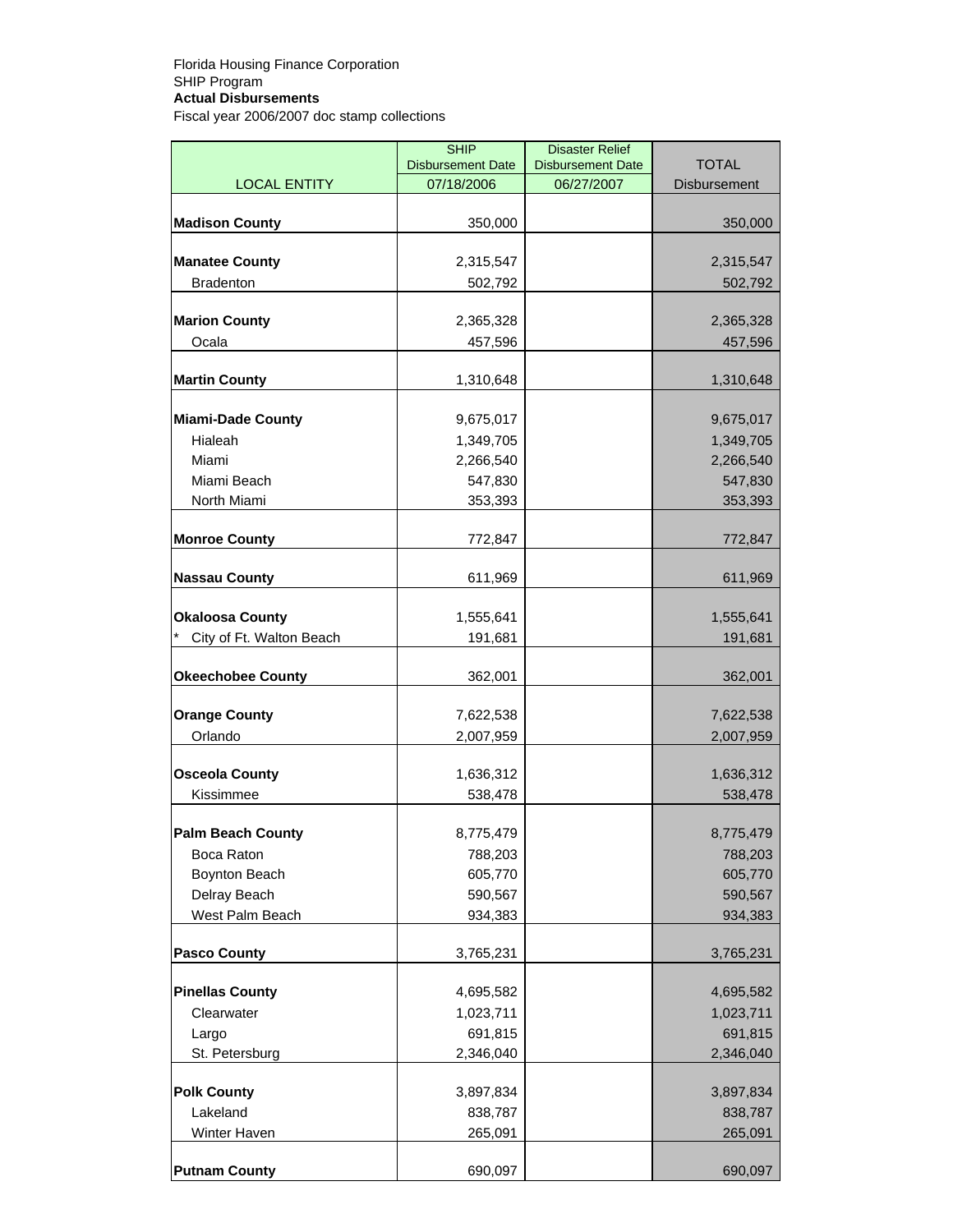Florida Housing Finance Corporation
SHIP Program
**Actual Disbursements**
Fiscal year 2006/2007 doc stamp collections

| LOCAL ENTITY | SHIP Disbursement Date 07/18/2006 | Disaster Relief Disbursement Date 06/27/2007 | TOTAL Disbursement |
|---|---|---|---|
| **Madison County** | 350,000 | | 350,000 |
| **Manatee County** | 2,315,547 | | 2,315,547 |
| Bradenton | 502,792 | | 502,792 |
| **Marion County** | 2,365,328 | | 2,365,328 |
| Ocala | 457,596 | | 457,596 |
| **Martin County** | 1,310,648 | | 1,310,648 |
| **Miami-Dade County** | 9,675,017 | | 9,675,017 |
| Hialeah | 1,349,705 | | 1,349,705 |
| Miami | 2,266,540 | | 2,266,540 |
| Miami Beach | 547,830 | | 547,830 |
| North Miami | 353,393 | | 353,393 |
| **Monroe County** | 772,847 | | 772,847 |
| **Nassau County** | 611,969 | | 611,969 |
| **Okaloosa County** | 1,555,641 | | 1,555,641 |
| * City of Ft. Walton Beach | 191,681 | | 191,681 |
| **Okeechobee County** | 362,001 | | 362,001 |
| **Orange County** | 7,622,538 | | 7,622,538 |
| Orlando | 2,007,959 | | 2,007,959 |
| **Osceola County** | 1,636,312 | | 1,636,312 |
| Kissimmee | 538,478 | | 538,478 |
| **Palm Beach County** | 8,775,479 | | 8,775,479 |
| Boca Raton | 788,203 | | 788,203 |
| Boynton Beach | 605,770 | | 605,770 |
| Delray Beach | 590,567 | | 590,567 |
| West Palm Beach | 934,383 | | 934,383 |
| **Pasco County** | 3,765,231 | | 3,765,231 |
| **Pinellas County** | 4,695,582 | | 4,695,582 |
| Clearwater | 1,023,711 | | 1,023,711 |
| Largo | 691,815 | | 691,815 |
| St. Petersburg | 2,346,040 | | 2,346,040 |
| **Polk County** | 3,897,834 | | 3,897,834 |
| Lakeland | 838,787 | | 838,787 |
| Winter Haven | 265,091 | | 265,091 |
| **Putnam County** | 690,097 | | 690,097 |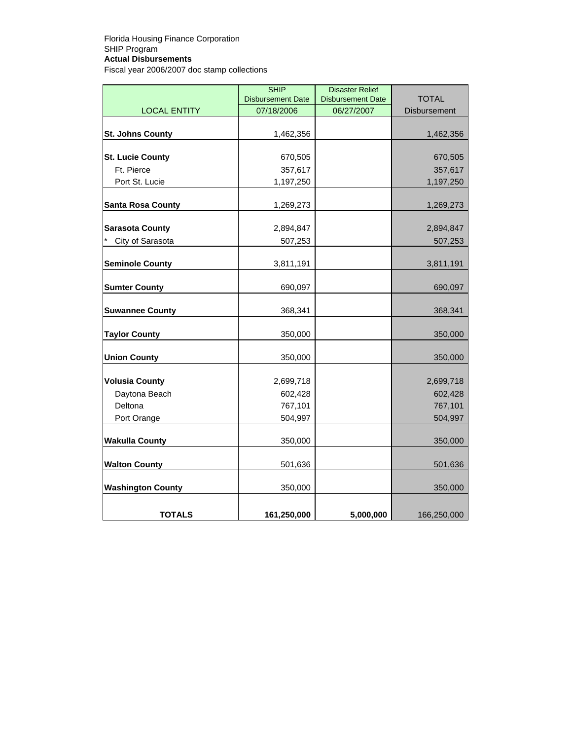Florida Housing Finance Corporation
SHIP Program
**Actual Disbursements**
Fiscal year 2006/2007 doc stamp collections

| LOCAL ENTITY | SHIP Disbursement Date 07/18/2006 | Disaster Relief Disbursement Date 06/27/2007 | TOTAL Disbursement |
|---|---|---|---|
| **St. Johns County** | 1,462,356 | | 1,462,356 |
| **St. Lucie County** | 670,505 | | 670,505 |
| Ft. Pierce | 357,617 | | 357,617 |
| Port St. Lucie | 1,197,250 | | 1,197,250 |
| **Santa Rosa County** | 1,269,273 | | 1,269,273 |
| **Sarasota County** | 2,894,847 | | 2,894,847 |
| * City of Sarasota | 507,253 | | 507,253 |
| **Seminole County** | 3,811,191 | | 3,811,191 |
| **Sumter County** | 690,097 | | 690,097 |
| **Suwannee County** | 368,341 | | 368,341 |
| **Taylor County** | 350,000 | | 350,000 |
| **Union County** | 350,000 | | 350,000 |
| **Volusia County** | 2,699,718 | | 2,699,718 |
| Daytona Beach | 602,428 | | 602,428 |
| Deltona | 767,101 | | 767,101 |
| Port Orange | 504,997 | | 504,997 |
| **Wakulla County** | 350,000 | | 350,000 |
| **Walton County** | 501,636 | | 501,636 |
| **Washington County** | 350,000 | | 350,000 |
| **TOTALS** | **161,250,000** | **5,000,000** | 166,250,000 |